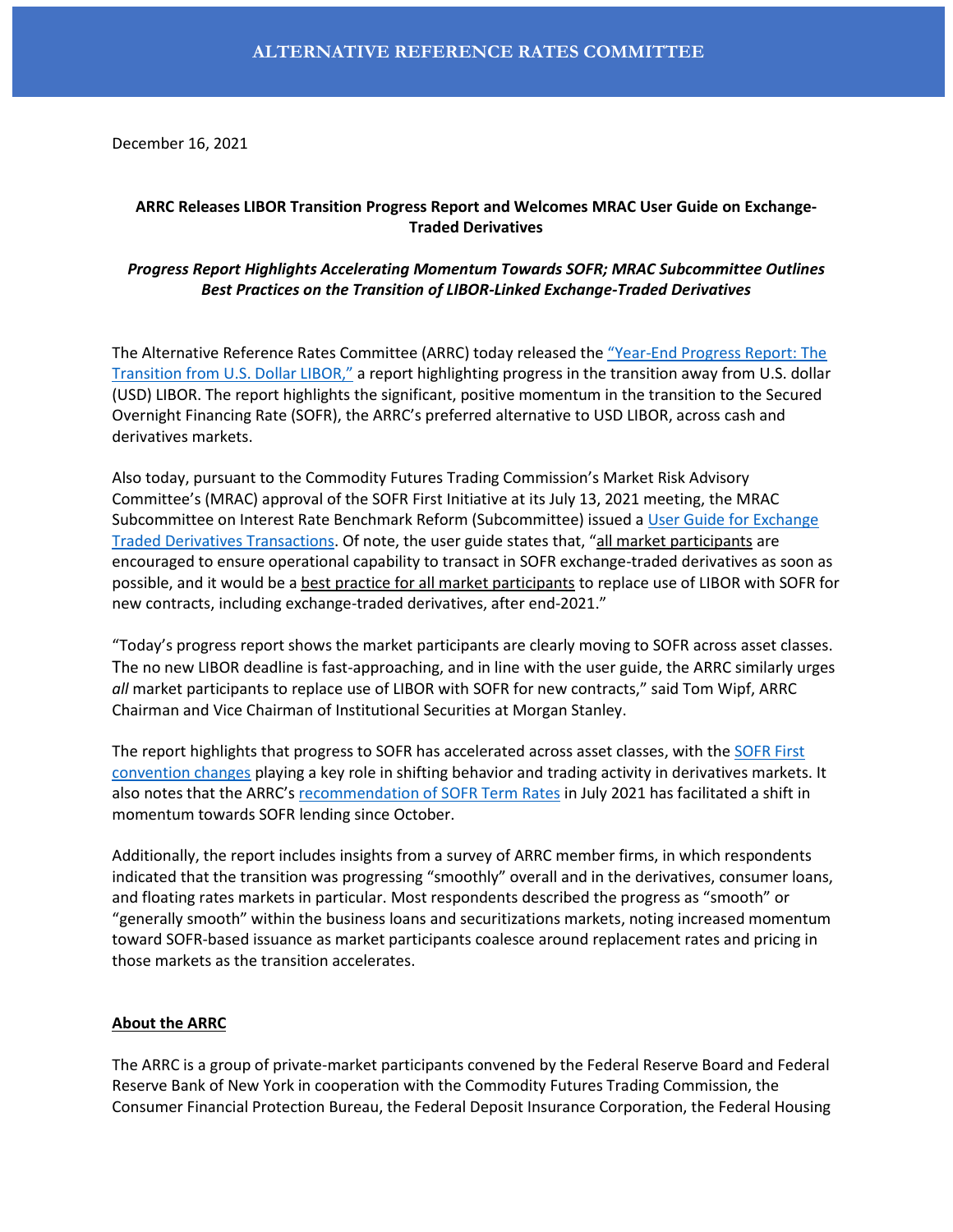# ALTERNATIVE REFERENCE RATES COMMITTEE

December 16, 2021

**ARRC Releases LIBOR Transition Progress Report and Welcomes MRAC User Guide on Exchange-Traded Derivatives**

***Progress Report Highlights Accelerating Momentum Towards SOFR; MRAC Subcommittee Outlines Best Practices on the Transition of LIBOR-Linked Exchange-Traded Derivatives***

The Alternative Reference Rates Committee (ARRC) today released the "Year-End Progress Report: The Transition from U.S. Dollar LIBOR," a report highlighting progress in the transition away from U.S. dollar (USD) LIBOR. The report highlights the significant, positive momentum in the transition to the Secured Overnight Financing Rate (SOFR), the ARRC's preferred alternative to USD LIBOR, across cash and derivatives markets.

Also today, pursuant to the Commodity Futures Trading Commission's Market Risk Advisory Committee's (MRAC) approval of the SOFR First Initiative at its July 13, 2021 meeting, the MRAC Subcommittee on Interest Rate Benchmark Reform (Subcommittee) issued a User Guide for Exchange Traded Derivatives Transactions. Of note, the user guide states that, "all market participants are encouraged to ensure operational capability to transact in SOFR exchange-traded derivatives as soon as possible, and it would be a best practice for all market participants to replace use of LIBOR with SOFR for new contracts, including exchange-traded derivatives, after end-2021."

"Today's progress report shows the market participants are clearly moving to SOFR across asset classes. The no new LIBOR deadline is fast-approaching, and in line with the user guide, the ARRC similarly urges *all* market participants to replace use of LIBOR with SOFR for new contracts," said Tom Wipf, ARRC Chairman and Vice Chairman of Institutional Securities at Morgan Stanley.

The report highlights that progress to SOFR has accelerated across asset classes, with the SOFR First convention changes playing a key role in shifting behavior and trading activity in derivatives markets. It also notes that the ARRC's recommendation of SOFR Term Rates in July 2021 has facilitated a shift in momentum towards SOFR lending since October.

Additionally, the report includes insights from a survey of ARRC member firms, in which respondents indicated that the transition was progressing "smoothly" overall and in the derivatives, consumer loans, and floating rates markets in particular. Most respondents described the progress as "smooth" or "generally smooth" within the business loans and securitizations markets, noting increased momentum toward SOFR-based issuance as market participants coalesce around replacement rates and pricing in those markets as the transition accelerates.

**About the ARRC**

The ARRC is a group of private-market participants convened by the Federal Reserve Board and Federal Reserve Bank of New York in cooperation with the Commodity Futures Trading Commission, the Consumer Financial Protection Bureau, the Federal Deposit Insurance Corporation, the Federal Housing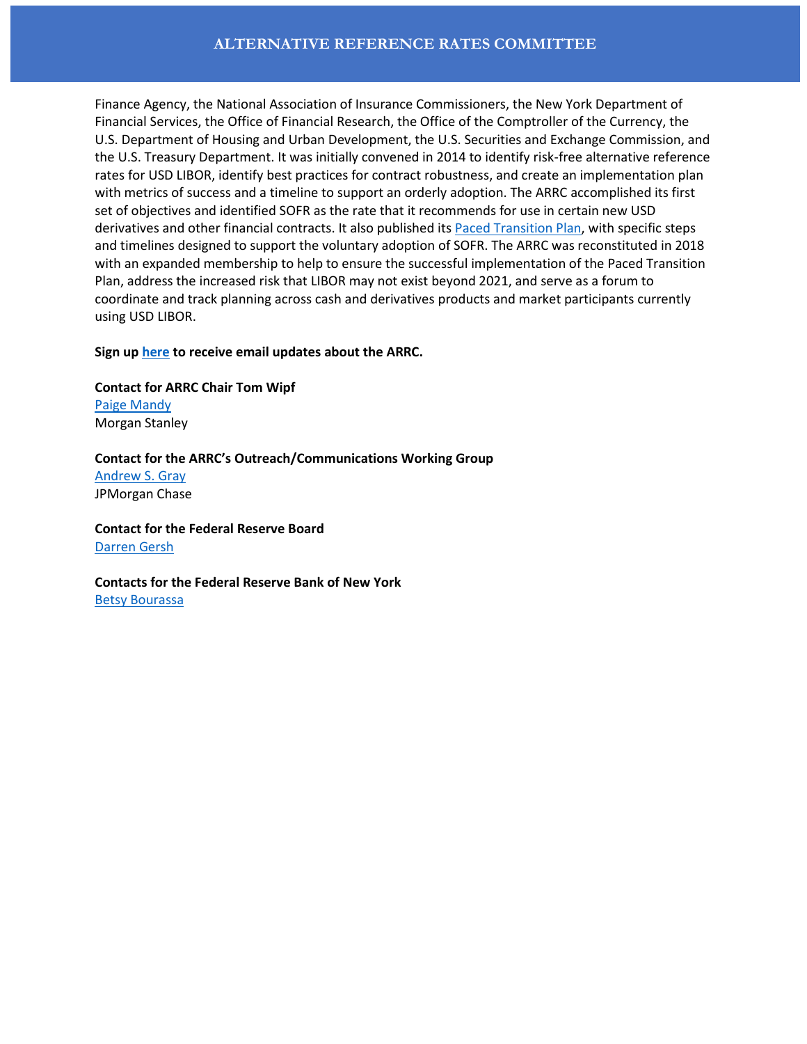Finance Agency, the National Association of Insurance Commissioners, the New York Department of Financial Services, the Office of Financial Research, the Office of the Comptroller of the Currency, the U.S. Department of Housing and Urban Development, the U.S. Securities and Exchange Commission, and the U.S. Treasury Department. It was initially convened in 2014 to identify risk-free alternative reference rates for USD LIBOR, identify best practices for contract robustness, and create an implementation plan with metrics of success and a timeline to support an orderly adoption. The ARRC accomplished its first set of objectives and identified SOFR as the rate that it recommends for use in certain new USD derivatives and other financial contracts. It also published its Paced Transition Plan, with specific steps and timelines designed to support the voluntary adoption of SOFR. The ARRC was reconstituted in 2018 with an expanded membership to help to ensure the successful implementation of the Paced Transition Plan, address the increased risk that LIBOR may not exist beyond 2021, and serve as a forum to coordinate and track planning across cash and derivatives products and market participants currently using USD LIBOR.

**Sign up here to receive email updates about the ARRC.**

**Contact for ARRC Chair Tom Wipf**
Paige Mandy
Morgan Stanley

**Contact for the ARRC's Outreach/Communications Working Group**
Andrew S. Gray
JPMorgan Chase

**Contact for the Federal Reserve Board**
Darren Gersh

**Contacts for the Federal Reserve Bank of New York**
Betsy Bourassa